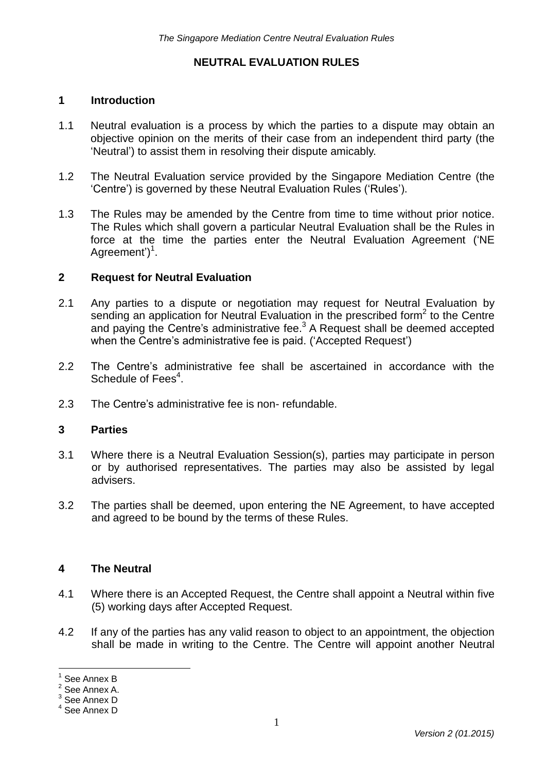# NEUTRAL EVALUATION RULES

## 1 Introduction

1.1 Neutral evaluation is a process by which the parties to a dispute may obtain an objective opinion on the merits of their case from an independent third party (the 'Neutral') to assist them in resolving their dispute amicably.

1.2 The Neutral Evaluation service provided by the Singapore Mediation Centre (the 'Centre') is governed by these Neutral Evaluation Rules ('Rules').

1.3 The Rules may be amended by the Centre from time to time without prior notice. The Rules which shall govern a particular Neutral Evaluation shall be the Rules in force at the time the parties enter the Neutral Evaluation Agreement ('NE Agreement')[1].

## 2 Request for Neutral Evaluation

2.1 Any parties to a dispute or negotiation may request for Neutral Evaluation by sending an application for Neutral Evaluation in the prescribed form[2] to the Centre and paying the Centre's administrative fee.[3] A Request shall be deemed accepted when the Centre's administrative fee is paid. ('Accepted Request')

2.2 The Centre's administrative fee shall be ascertained in accordance with the Schedule of Fees[4].

2.3 The Centre's administrative fee is non- refundable.

## 3 Parties

3.1 Where there is a Neutral Evaluation Session(s), parties may participate in person or by authorised representatives. The parties may also be assisted by legal advisers.

3.2 The parties shall be deemed, upon entering the NE Agreement, to have accepted and agreed to be bound by the terms of these Rules.

## 4 The Neutral

4.1 Where there is an Accepted Request, the Centre shall appoint a Neutral within five (5) working days after Accepted Request.

4.2 If any of the parties has any valid reason to object to an appointment, the objection shall be made in writing to the Centre. The Centre will appoint another Neutral

---

[1] See Annex B

[2] See Annex A.

[3] See Annex D

[4] See Annex D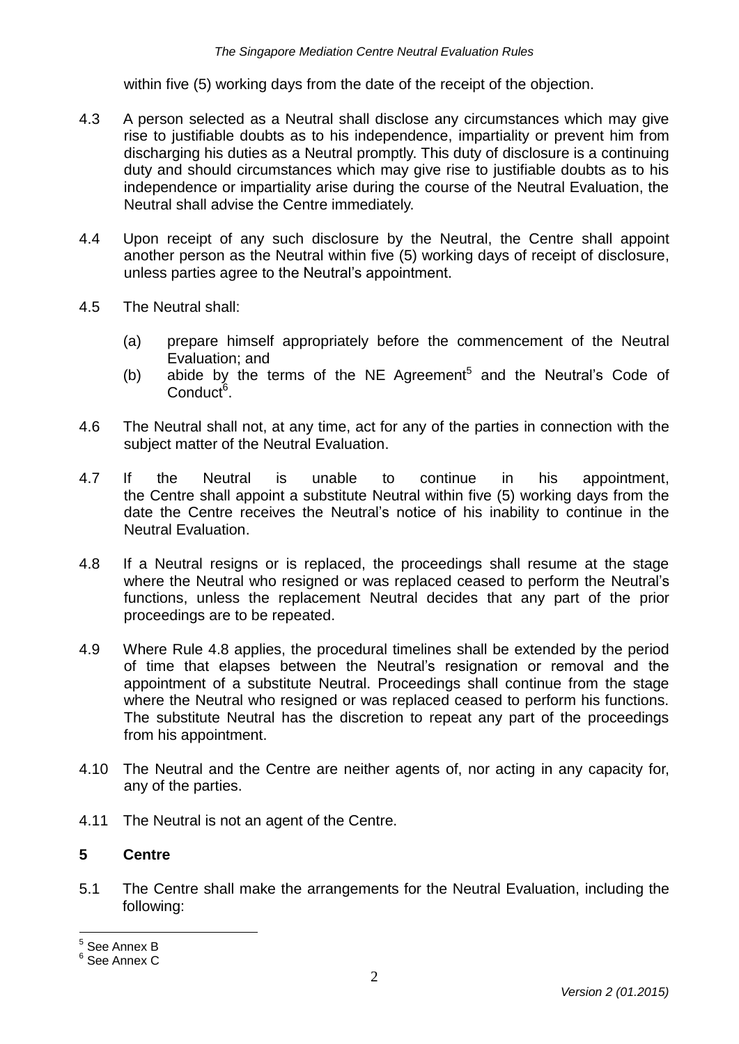within five (5) working days from the date of the receipt of the objection.

4.3 A person selected as a Neutral shall disclose any circumstances which may give rise to justifiable doubts as to his independence, impartiality or prevent him from discharging his duties as a Neutral promptly. This duty of disclosure is a continuing duty and should circumstances which may give rise to justifiable doubts as to his independence or impartiality arise during the course of the Neutral Evaluation, the Neutral shall advise the Centre immediately.

4.4 Upon receipt of any such disclosure by the Neutral, the Centre shall appoint another person as the Neutral within five (5) working days of receipt of disclosure, unless parties agree to the Neutral's appointment.

4.5 The Neutral shall:

(a) prepare himself appropriately before the commencement of the Neutral Evaluation; and
(b) abide by the terms of the NE Agreement[5] and the Neutral's Code of Conduct[6].

4.6 The Neutral shall not, at any time, act for any of the parties in connection with the subject matter of the Neutral Evaluation.

4.7 If the Neutral is unable to continue in his appointment, the Centre shall appoint a substitute Neutral within five (5) working days from the date the Centre receives the Neutral's notice of his inability to continue in the Neutral Evaluation.

4.8 If a Neutral resigns or is replaced, the proceedings shall resume at the stage where the Neutral who resigned or was replaced ceased to perform the Neutral's functions, unless the replacement Neutral decides that any part of the prior proceedings are to be repeated.

4.9 Where Rule 4.8 applies, the procedural timelines shall be extended by the period of time that elapses between the Neutral's resignation or removal and the appointment of a substitute Neutral. Proceedings shall continue from the stage where the Neutral who resigned or was replaced ceased to perform his functions. The substitute Neutral has the discretion to repeat any part of the proceedings from his appointment.

4.10 The Neutral and the Centre are neither agents of, nor acting in any capacity for, any of the parties.

4.11 The Neutral is not an agent of the Centre.

## 5 Centre

5.1 The Centre shall make the arrangements for the Neutral Evaluation, including the following:

---

[5] See Annex B
[6] See Annex C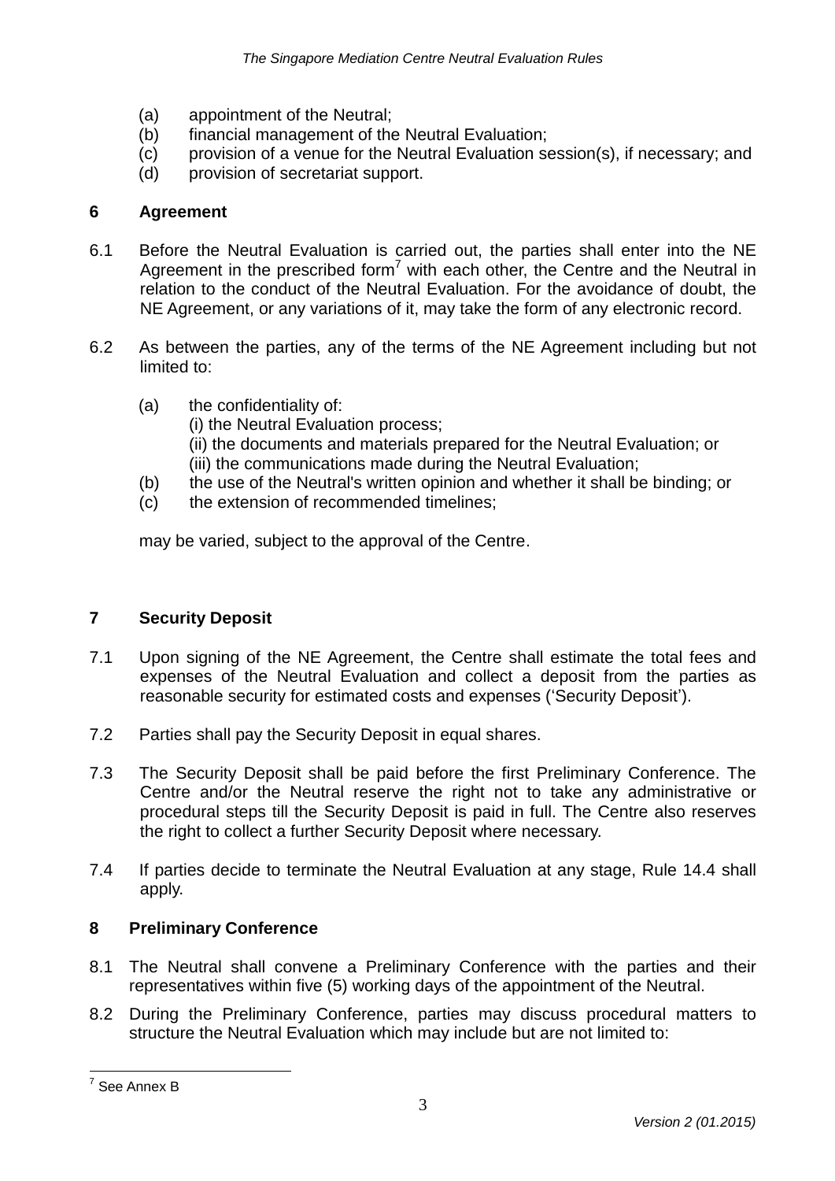(a) appointment of the Neutral;
(b) financial management of the Neutral Evaluation;
(c) provision of a venue for the Neutral Evaluation session(s), if necessary; and
(d) provision of secretariat support.

## 6 Agreement

6.1 Before the Neutral Evaluation is carried out, the parties shall enter into the NE Agreement in the prescribed form[7] with each other, the Centre and the Neutral in relation to the conduct of the Neutral Evaluation. For the avoidance of doubt, the NE Agreement, or any variations of it, may take the form of any electronic record.

6.2 As between the parties, any of the terms of the NE Agreement including but not limited to:

(a) the confidentiality of:
(i) the Neutral Evaluation process;
(ii) the documents and materials prepared for the Neutral Evaluation; or
(iii) the communications made during the Neutral Evaluation;

(b) the use of the Neutral's written opinion and whether it shall be binding; or

(c) the extension of recommended timelines;

may be varied, subject to the approval of the Centre.

## 7 Security Deposit

7.1 Upon signing of the NE Agreement, the Centre shall estimate the total fees and expenses of the Neutral Evaluation and collect a deposit from the parties as reasonable security for estimated costs and expenses ('Security Deposit').

7.2 Parties shall pay the Security Deposit in equal shares.

7.3 The Security Deposit shall be paid before the first Preliminary Conference. The Centre and/or the Neutral reserve the right not to take any administrative or procedural steps till the Security Deposit is paid in full. The Centre also reserves the right to collect a further Security Deposit where necessary.

7.4 If parties decide to terminate the Neutral Evaluation at any stage, Rule 14.4 shall apply.

## 8 Preliminary Conference

8.1 The Neutral shall convene a Preliminary Conference with the parties and their representatives within five (5) working days of the appointment of the Neutral.

8.2 During the Preliminary Conference, parties may discuss procedural matters to structure the Neutral Evaluation which may include but are not limited to:

[7] See Annex B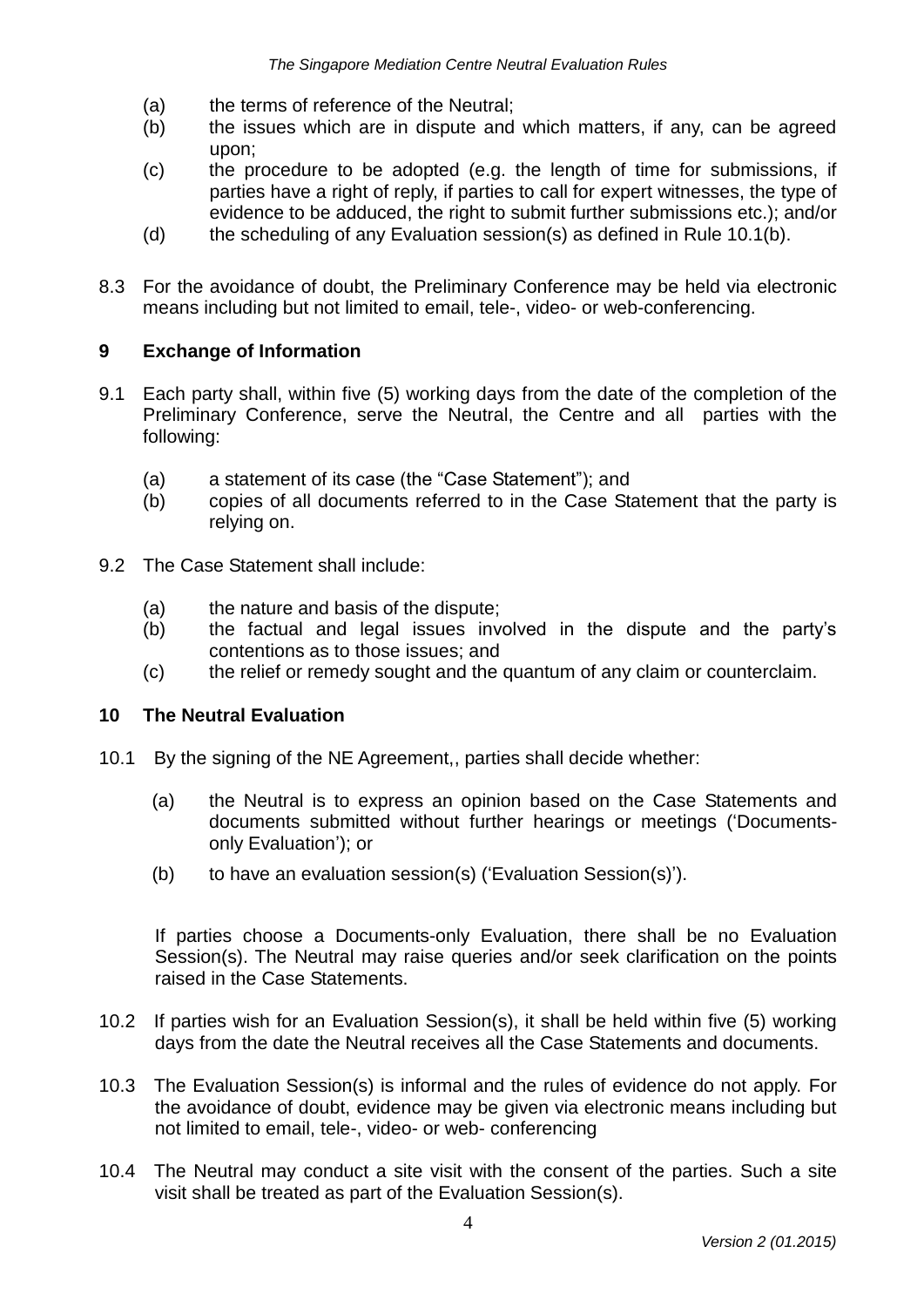(a) the terms of reference of the Neutral;
(b) the issues which are in dispute and which matters, if any, can be agreed upon;
(c) the procedure to be adopted (e.g. the length of time for submissions, if parties have a right of reply, if parties to call for expert witnesses, the type of evidence to be adduced, the right to submit further submissions etc.); and/or
(d) the scheduling of any Evaluation session(s) as defined in Rule 10.1(b).

8.3 For the avoidance of doubt, the Preliminary Conference may be held via electronic means including but not limited to email, tele-, video- or web-conferencing.

## 9 Exchange of Information

9.1 Each party shall, within five (5) working days from the date of the completion of the Preliminary Conference, serve the Neutral, the Centre and all parties with the following:

(a) a statement of its case (the "Case Statement"); and
(b) copies of all documents referred to in the Case Statement that the party is relying on.

9.2 The Case Statement shall include:

(a) the nature and basis of the dispute;
(b) the factual and legal issues involved in the dispute and the party's contentions as to those issues; and
(c) the relief or remedy sought and the quantum of any claim or counterclaim.

## 10 The Neutral Evaluation

10.1 By the signing of the NE Agreement,, parties shall decide whether:

(a) the Neutral is to express an opinion based on the Case Statements and documents submitted without further hearings or meetings ('Documents-only Evaluation'); or
(b) to have an evaluation session(s) ('Evaluation Session(s)').

If parties choose a Documents-only Evaluation, there shall be no Evaluation Session(s). The Neutral may raise queries and/or seek clarification on the points raised in the Case Statements.

10.2 If parties wish for an Evaluation Session(s), it shall be held within five (5) working days from the date the Neutral receives all the Case Statements and documents.

10.3 The Evaluation Session(s) is informal and the rules of evidence do not apply. For the avoidance of doubt, evidence may be given via electronic means including but not limited to email, tele-, video- or web- conferencing

10.4 The Neutral may conduct a site visit with the consent of the parties. Such a site visit shall be treated as part of the Evaluation Session(s).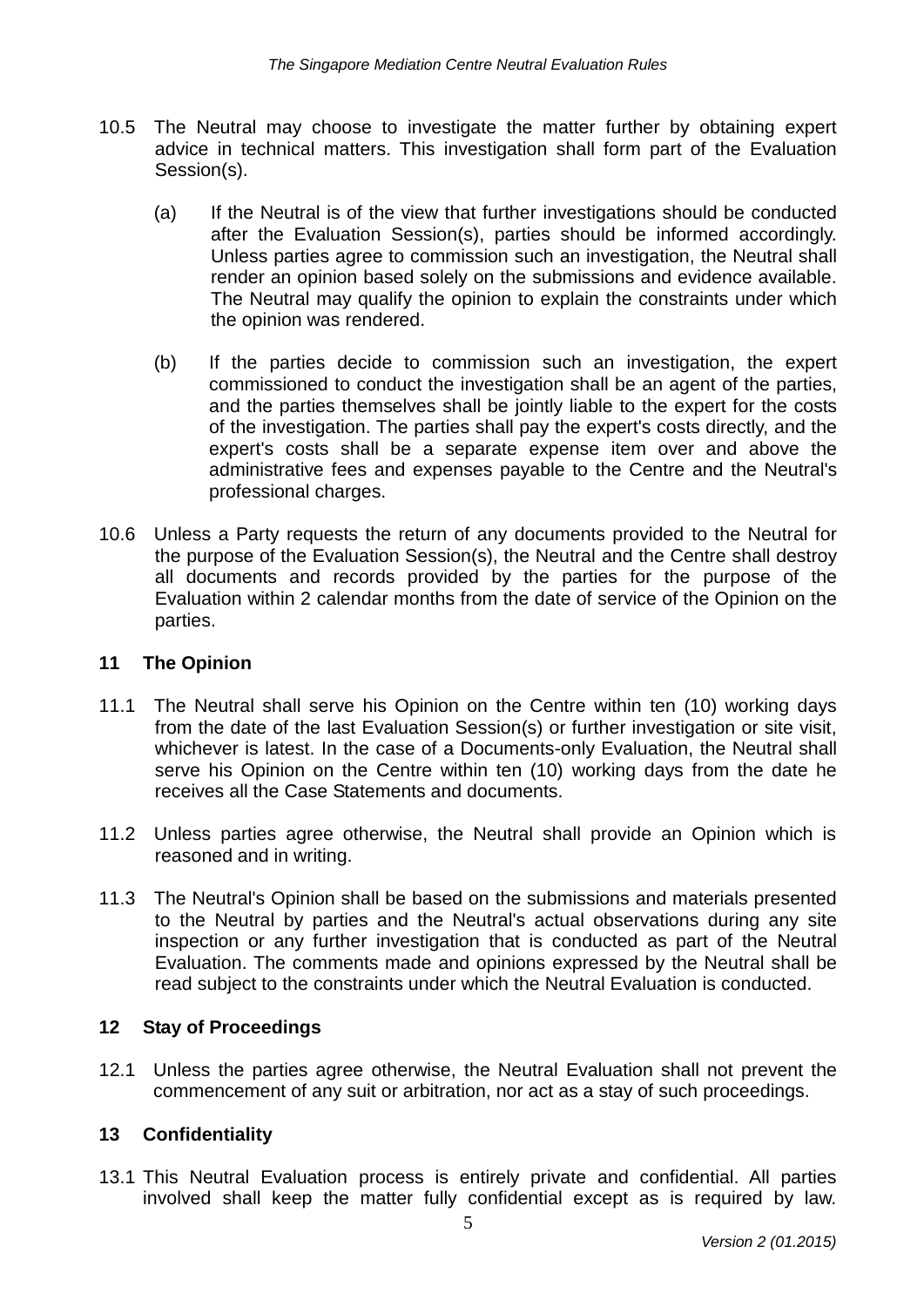10.5 The Neutral may choose to investigate the matter further by obtaining expert advice in technical matters. This investigation shall form part of the Evaluation Session(s).

(a) If the Neutral is of the view that further investigations should be conducted after the Evaluation Session(s), parties should be informed accordingly. Unless parties agree to commission such an investigation, the Neutral shall render an opinion based solely on the submissions and evidence available. The Neutral may qualify the opinion to explain the constraints under which the opinion was rendered.

(b) If the parties decide to commission such an investigation, the expert commissioned to conduct the investigation shall be an agent of the parties, and the parties themselves shall be jointly liable to the expert for the costs of the investigation. The parties shall pay the expert's costs directly, and the expert's costs shall be a separate expense item over and above the administrative fees and expenses payable to the Centre and the Neutral's professional charges.

10.6 Unless a Party requests the return of any documents provided to the Neutral for the purpose of the Evaluation Session(s), the Neutral and the Centre shall destroy all documents and records provided by the parties for the purpose of the Evaluation within 2 calendar months from the date of service of the Opinion on the parties.

## 11 The Opinion

11.1 The Neutral shall serve his Opinion on the Centre within ten (10) working days from the date of the last Evaluation Session(s) or further investigation or site visit, whichever is latest. In the case of a Documents-only Evaluation, the Neutral shall serve his Opinion on the Centre within ten (10) working days from the date he receives all the Case Statements and documents.

11.2 Unless parties agree otherwise, the Neutral shall provide an Opinion which is reasoned and in writing.

11.3 The Neutral's Opinion shall be based on the submissions and materials presented to the Neutral by parties and the Neutral's actual observations during any site inspection or any further investigation that is conducted as part of the Neutral Evaluation. The comments made and opinions expressed by the Neutral shall be read subject to the constraints under which the Neutral Evaluation is conducted.

## 12 Stay of Proceedings

12.1 Unless the parties agree otherwise, the Neutral Evaluation shall not prevent the commencement of any suit or arbitration, nor act as a stay of such proceedings.

## 13 Confidentiality

13.1 This Neutral Evaluation process is entirely private and confidential. All parties involved shall keep the matter fully confidential except as is required by law.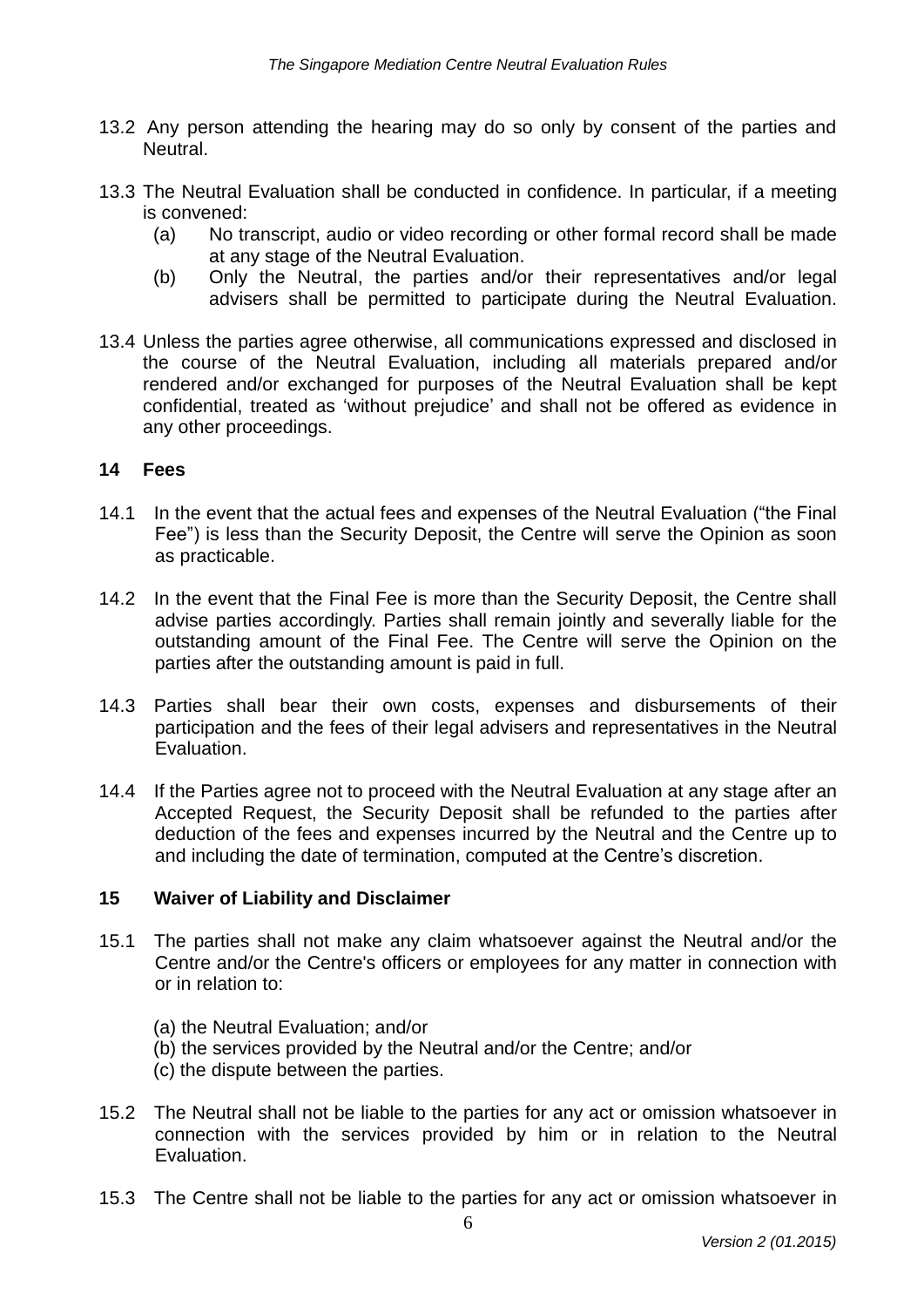13.2 Any person attending the hearing may do so only by consent of the parties and Neutral.

13.3 The Neutral Evaluation shall be conducted in confidence. In particular, if a meeting is convened:

  (a) No transcript, audio or video recording or other formal record shall be made at any stage of the Neutral Evaluation.

  (b) Only the Neutral, the parties and/or their representatives and/or legal advisers shall be permitted to participate during the Neutral Evaluation.

13.4 Unless the parties agree otherwise, all communications expressed and disclosed in the course of the Neutral Evaluation, including all materials prepared and/or rendered and/or exchanged for purposes of the Neutral Evaluation shall be kept confidential, treated as 'without prejudice' and shall not be offered as evidence in any other proceedings.

## 14 Fees

14.1 In the event that the actual fees and expenses of the Neutral Evaluation ("the Final Fee") is less than the Security Deposit, the Centre will serve the Opinion as soon as practicable.

14.2 In the event that the Final Fee is more than the Security Deposit, the Centre shall advise parties accordingly. Parties shall remain jointly and severally liable for the outstanding amount of the Final Fee. The Centre will serve the Opinion on the parties after the outstanding amount is paid in full.

14.3 Parties shall bear their own costs, expenses and disbursements of their participation and the fees of their legal advisers and representatives in the Neutral Evaluation.

14.4 If the Parties agree not to proceed with the Neutral Evaluation at any stage after an Accepted Request, the Security Deposit shall be refunded to the parties after deduction of the fees and expenses incurred by the Neutral and the Centre up to and including the date of termination, computed at the Centre's discretion.

## 15 Waiver of Liability and Disclaimer

15.1 The parties shall not make any claim whatsoever against the Neutral and/or the Centre and/or the Centre's officers or employees for any matter in connection with or in relation to:

  (a) the Neutral Evaluation; and/or

  (b) the services provided by the Neutral and/or the Centre; and/or

  (c) the dispute between the parties.

15.2 The Neutral shall not be liable to the parties for any act or omission whatsoever in connection with the services provided by him or in relation to the Neutral Evaluation.

15.3 The Centre shall not be liable to the parties for any act or omission whatsoever in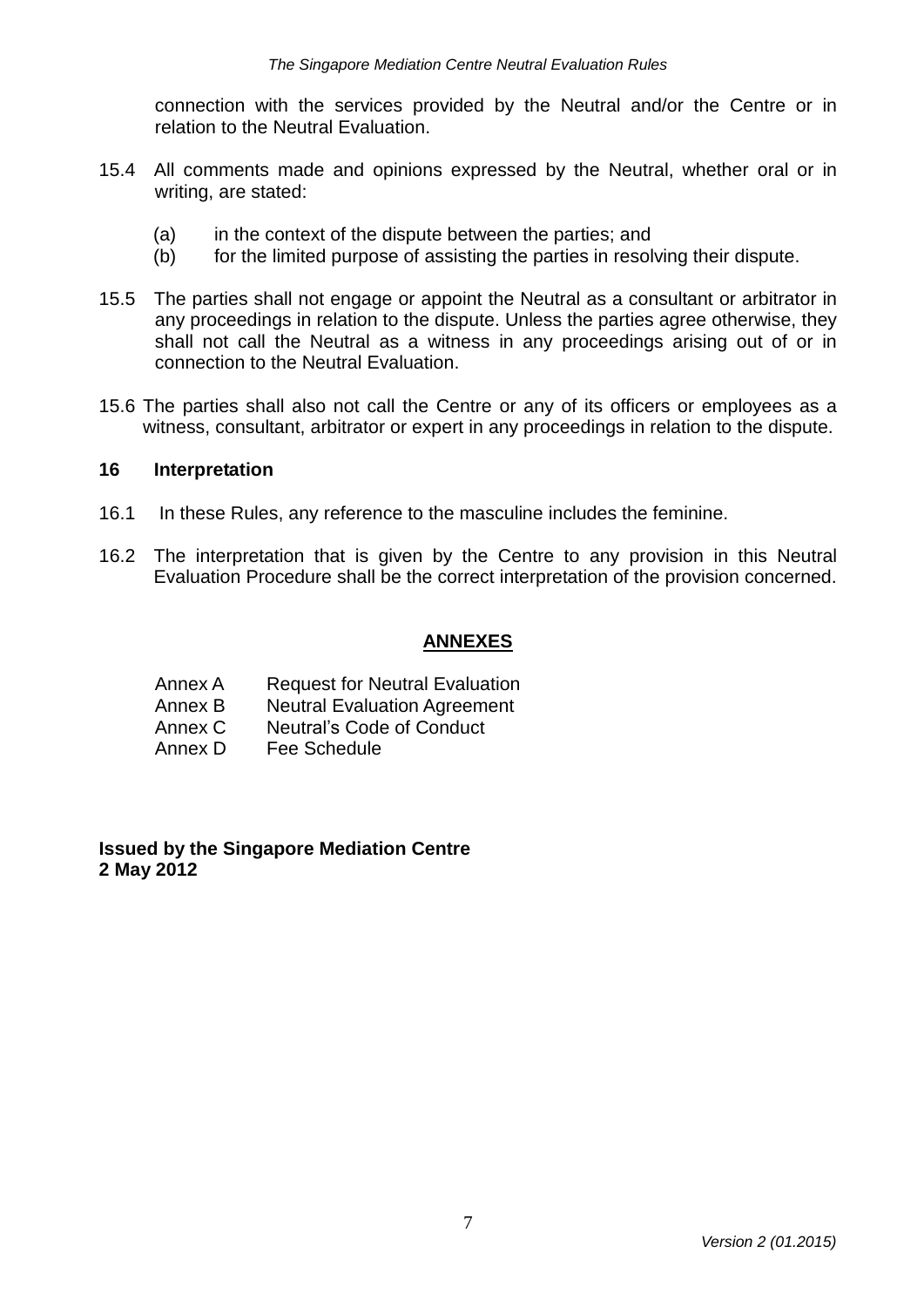connection with the services provided by the Neutral and/or the Centre or in relation to the Neutral Evaluation.

15.4 All comments made and opinions expressed by the Neutral, whether oral or in writing, are stated:

(a) in the context of the dispute between the parties; and
(b) for the limited purpose of assisting the parties in resolving their dispute.

15.5 The parties shall not engage or appoint the Neutral as a consultant or arbitrator in any proceedings in relation to the dispute. Unless the parties agree otherwise, they shall not call the Neutral as a witness in any proceedings arising out of or in connection to the Neutral Evaluation.

15.6 The parties shall also not call the Centre or any of its officers or employees as a witness, consultant, arbitrator or expert in any proceedings in relation to the dispute.

## 16 Interpretation

16.1 In these Rules, any reference to the masculine includes the feminine.

16.2 The interpretation that is given by the Centre to any provision in this Neutral Evaluation Procedure shall be the correct interpretation of the provision concerned.

## ANNEXES

Annex A Request for Neutral Evaluation
Annex B Neutral Evaluation Agreement
Annex C Neutral's Code of Conduct
Annex D Fee Schedule

**Issued by the Singapore Mediation Centre**
**2 May 2012**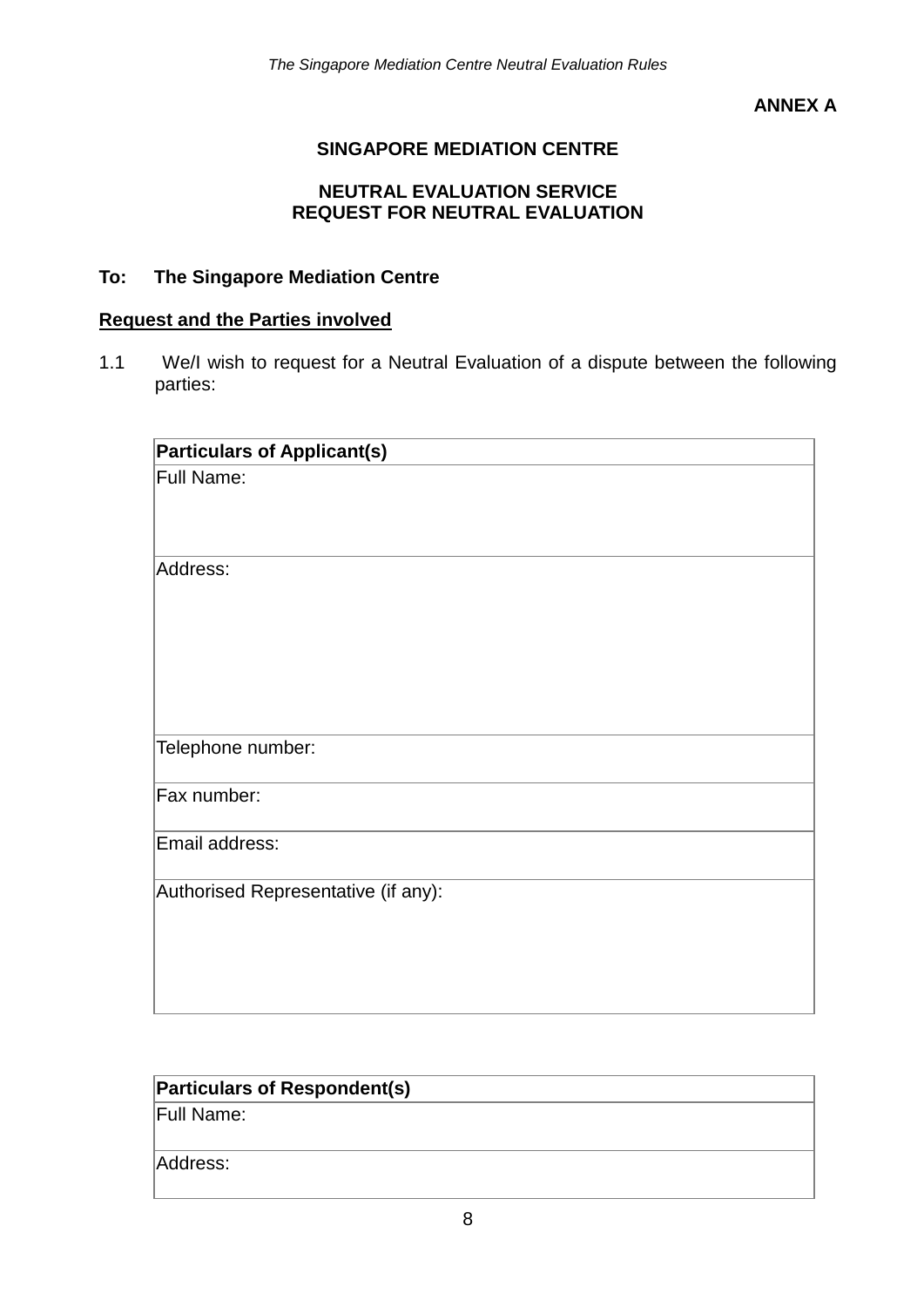**ANNEX A**

**SINGAPORE MEDIATION CENTRE**

**NEUTRAL EVALUATION SERVICE**
**REQUEST FOR NEUTRAL EVALUATION**

**To: The Singapore Mediation Centre**

**Request and the Parties involved**

1.1 We/I wish to request for a Neutral Evaluation of a dispute between the following parties:

| **Particulars of Applicant(s)** |
|---|
| Full Name: |
| Address: |
| Telephone number: |
| Fax number: |
| Email address: |
| Authorised Representative (if any): |

| **Particulars of Respondent(s)** |
|---|
| Full Name: |
| Address: |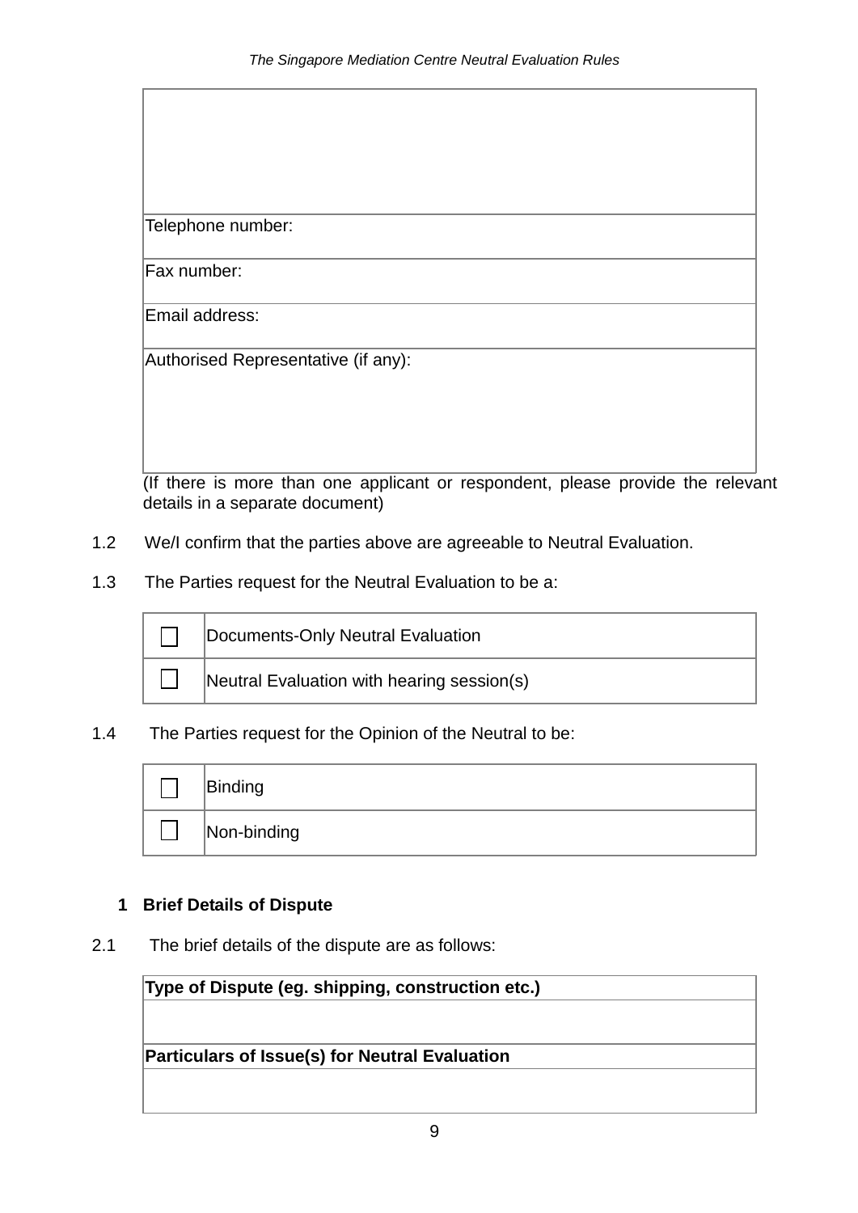| |
|---|
| |
| Telephone number: |
| Fax number: |
| Email address: |
| Authorised Representative (if any): |

(If there is more than one applicant or respondent, please provide the relevant details in a separate document)

1.2 We/I confirm that the parties above are agreeable to Neutral Evaluation.

1.3 The Parties request for the Neutral Evaluation to be a:

| | |
|---|---|
| ☐ | Documents-Only Neutral Evaluation |
| ☐ | Neutral Evaluation with hearing session(s) |

1.4 The Parties request for the Opinion of the Neutral to be:

| | |
|---|---|
| ☐ | Binding |
| ☐ | Non-binding |

## 1 Brief Details of Dispute

2.1 The brief details of the dispute are as follows:

| **Type of Dispute (eg. shipping, construction etc.)** |
|---|
| |
| **Particulars of Issue(s) for Neutral Evaluation** |
| |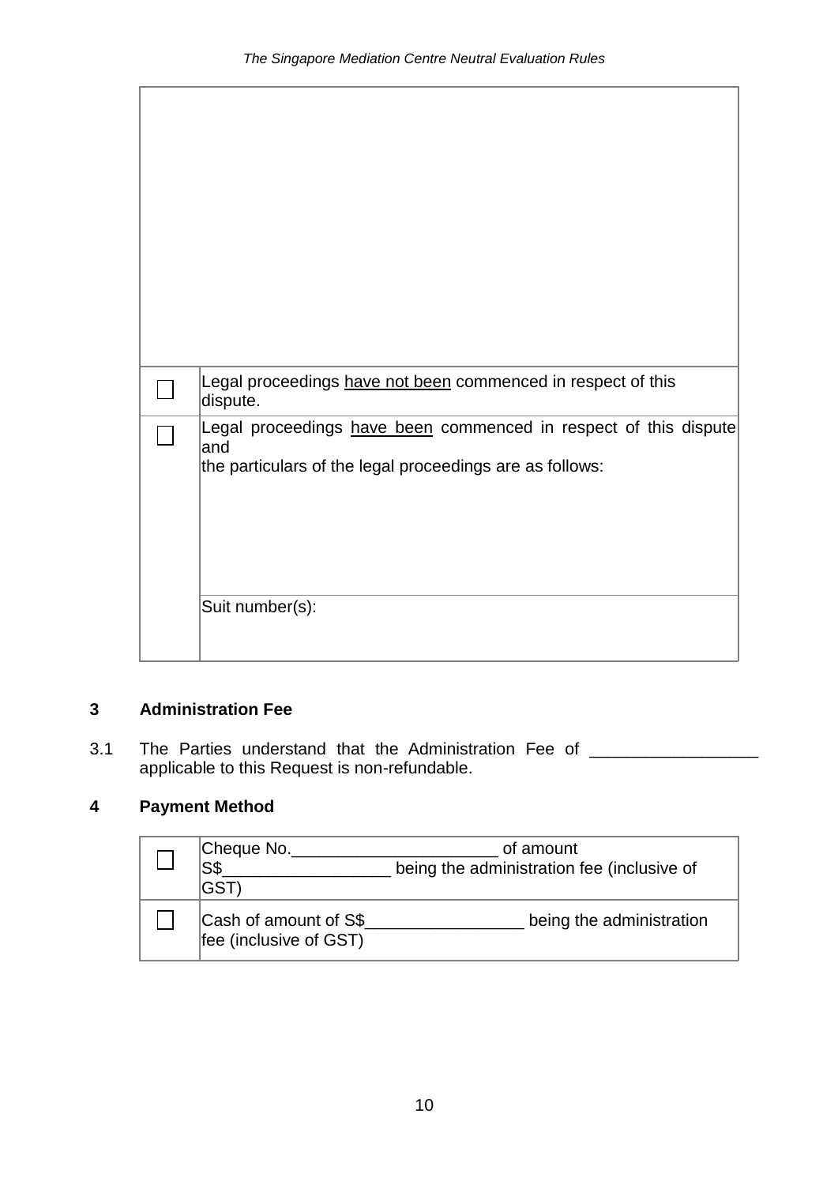| | |
|---|---|
| | |
| ☐ | Legal proceedings <u>have not been</u> commenced in respect of this dispute. |
| ☐ | Legal proceedings <u>have been</u> commenced in respect of this dispute and<br>the particulars of the legal proceedings are as follows: |
| | Suit number(s): |

## 3 Administration Fee

3.1 The Parties understand that the Administration Fee of _________________ applicable to this Request is non-refundable.

## 4 Payment Method

| | |
|---|---|
| ☐ | Cheque No.______________________ of amount S$_________________ being the administration fee (inclusive of GST) |
| ☐ | Cash of amount of S$_________________ being the administration fee (inclusive of GST) |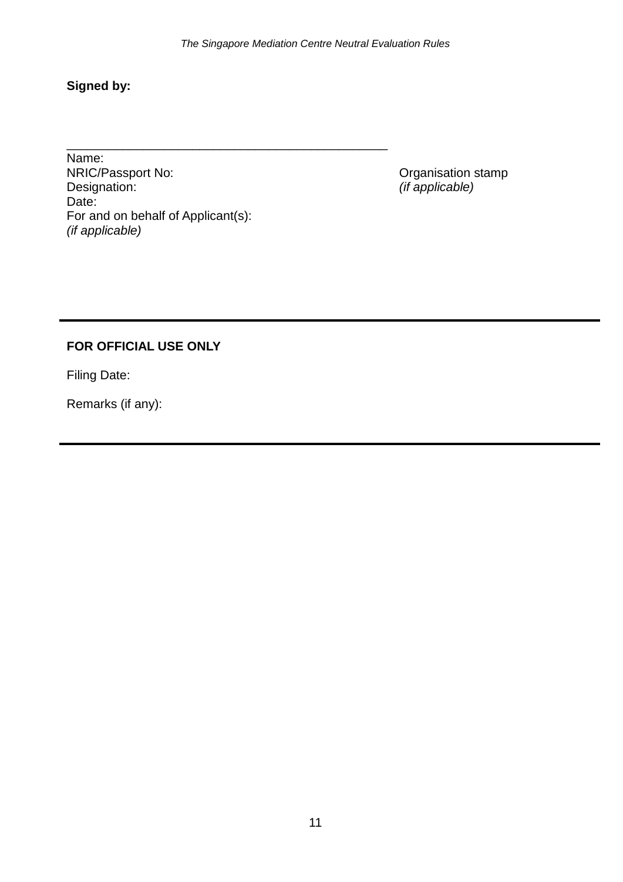**Signed by:**

\_\_\_\_\_\_\_\_\_\_\_\_\_\_\_\_\_\_\_\_\_\_\_\_\_\_\_\_\_\_\_\_\_\_\_\_\_\_\_\_\_\_\_\_\_

Name:
NRIC/Passport No:
Designation:
Date:
For and on behalf of Applicant(s):
*(if applicable)*

Organisation stamp
*(if applicable)*

---

**FOR OFFICIAL USE ONLY**

Filing Date:

Remarks (if any):

---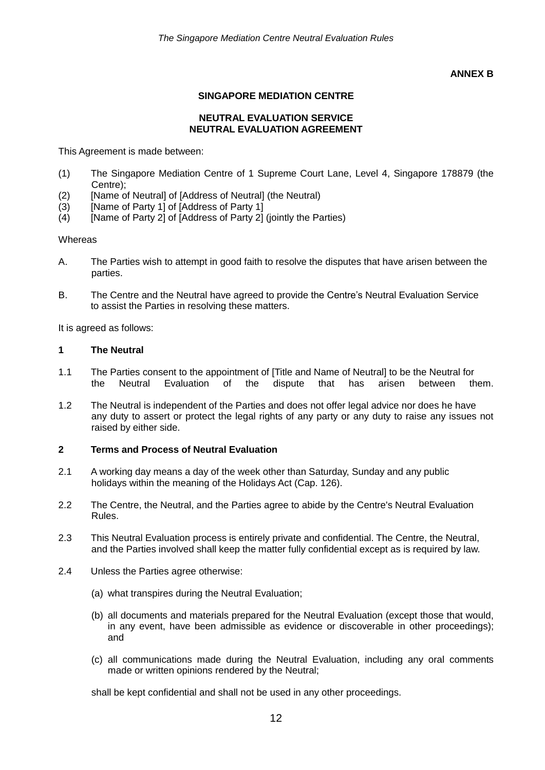**ANNEX B**

**SINGAPORE MEDIATION CENTRE**

**NEUTRAL EVALUATION SERVICE**
**NEUTRAL EVALUATION AGREEMENT**

This Agreement is made between:

(1) The Singapore Mediation Centre of 1 Supreme Court Lane, Level 4, Singapore 178879 (the Centre);
(2) [Name of Neutral] of [Address of Neutral] (the Neutral)
(3) [Name of Party 1] of [Address of Party 1]
(4) [Name of Party 2] of [Address of Party 2] (jointly the Parties)

Whereas

A. The Parties wish to attempt in good faith to resolve the disputes that have arisen between the parties.

B. The Centre and the Neutral have agreed to provide the Centre's Neutral Evaluation Service to assist the Parties in resolving these matters.

It is agreed as follows:

**1 The Neutral**

1.1 The Parties consent to the appointment of [Title and Name of Neutral] to be the Neutral for the Neutral Evaluation of the dispute that has arisen between them.

1.2 The Neutral is independent of the Parties and does not offer legal advice nor does he have any duty to assert or protect the legal rights of any party or any duty to raise any issues not raised by either side.

**2 Terms and Process of Neutral Evaluation**

2.1 A working day means a day of the week other than Saturday, Sunday and any public holidays within the meaning of the Holidays Act (Cap. 126).

2.2 The Centre, the Neutral, and the Parties agree to abide by the Centre's Neutral Evaluation Rules.

2.3 This Neutral Evaluation process is entirely private and confidential. The Centre, the Neutral, and the Parties involved shall keep the matter fully confidential except as is required by law.

2.4 Unless the Parties agree otherwise:

(a) what transpires during the Neutral Evaluation;

(b) all documents and materials prepared for the Neutral Evaluation (except those that would, in any event, have been admissible as evidence or discoverable in other proceedings); and

(c) all communications made during the Neutral Evaluation, including any oral comments made or written opinions rendered by the Neutral;

shall be kept confidential and shall not be used in any other proceedings.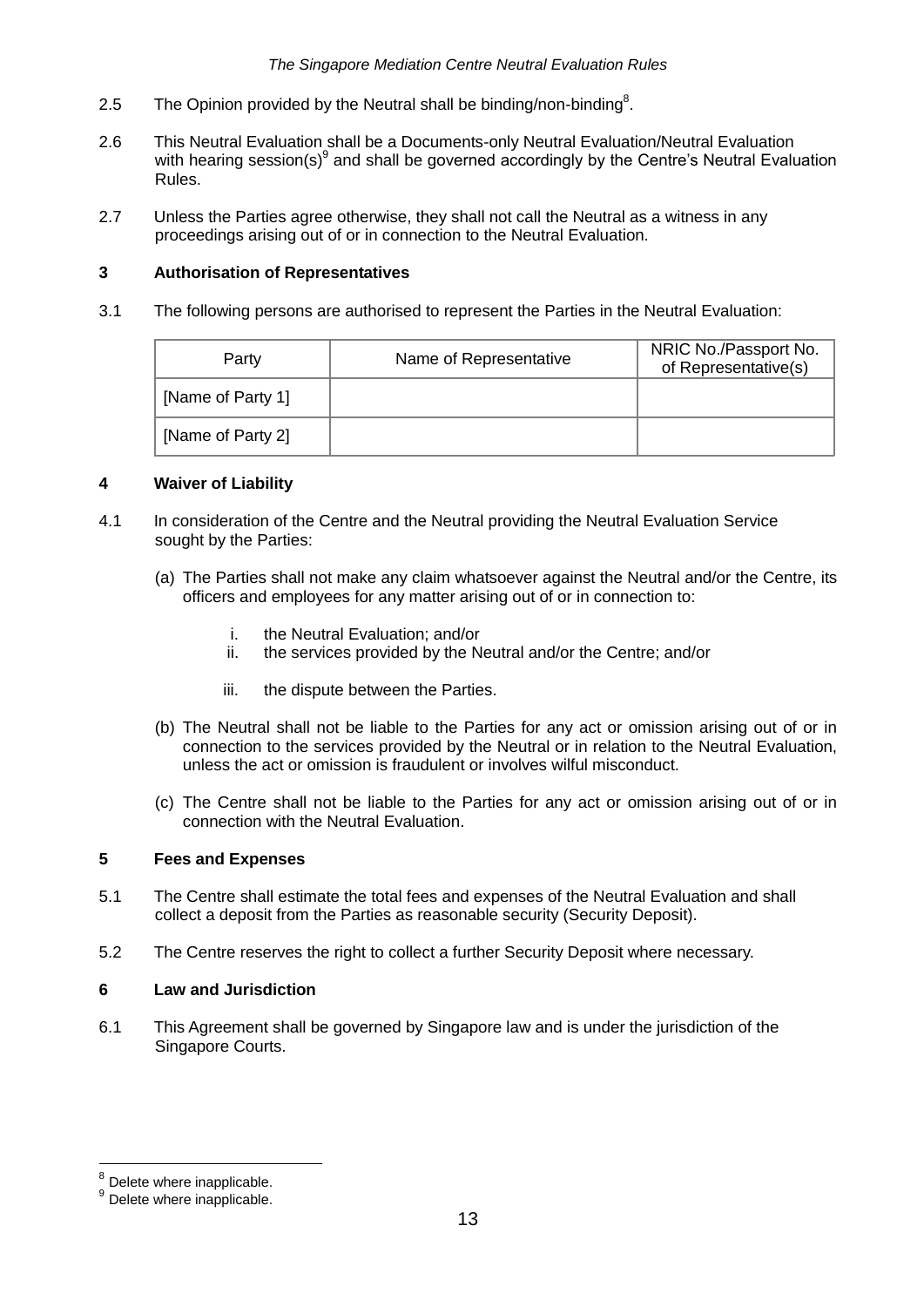2.5 The Opinion provided by the Neutral shall be binding/non-binding[8].

2.6 This Neutral Evaluation shall be a Documents-only Neutral Evaluation/Neutral Evaluation with hearing session(s)[9] and shall be governed accordingly by the Centre's Neutral Evaluation Rules.

2.7 Unless the Parties agree otherwise, they shall not call the Neutral as a witness in any proceedings arising out of or in connection to the Neutral Evaluation.

**3 Authorisation of Representatives**

3.1 The following persons are authorised to represent the Parties in the Neutral Evaluation:

| Party | Name of Representative | NRIC No./Passport No. of Representative(s) |
|---|---|---|
| [Name of Party 1] | | |
| [Name of Party 2] | | |

**4 Waiver of Liability**

4.1 In consideration of the Centre and the Neutral providing the Neutral Evaluation Service sought by the Parties:

(a) The Parties shall not make any claim whatsoever against the Neutral and/or the Centre, its officers and employees for any matter arising out of or in connection to:

i. the Neutral Evaluation; and/or
ii. the services provided by the Neutral and/or the Centre; and/or
iii. the dispute between the Parties.

(b) The Neutral shall not be liable to the Parties for any act or omission arising out of or in connection to the services provided by the Neutral or in relation to the Neutral Evaluation, unless the act or omission is fraudulent or involves wilful misconduct.

(c) The Centre shall not be liable to the Parties for any act or omission arising out of or in connection with the Neutral Evaluation.

**5 Fees and Expenses**

5.1 The Centre shall estimate the total fees and expenses of the Neutral Evaluation and shall collect a deposit from the Parties as reasonable security (Security Deposit).

5.2 The Centre reserves the right to collect a further Security Deposit where necessary.

**6 Law and Jurisdiction**

6.1 This Agreement shall be governed by Singapore law and is under the jurisdiction of the Singapore Courts.

---

[8] Delete where inapplicable.
[9] Delete where inapplicable.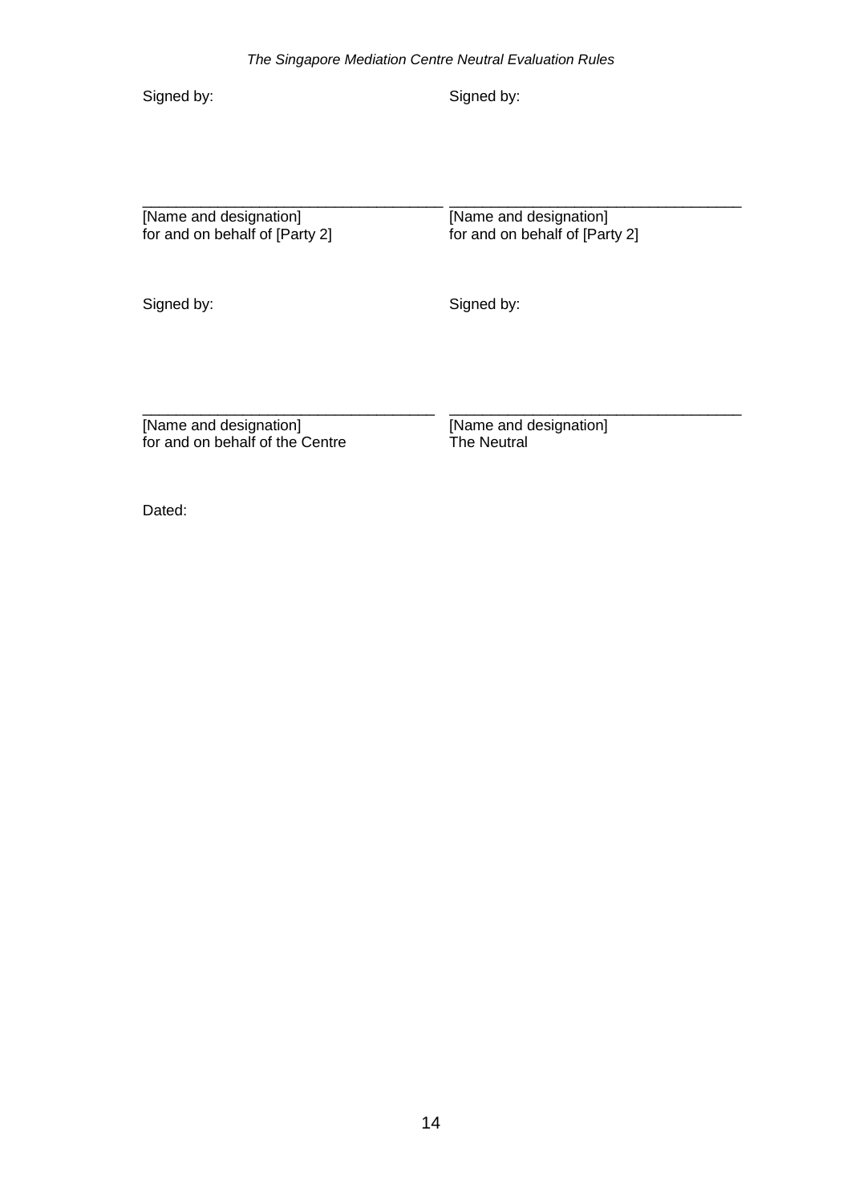Signed by: 

\_\_\_\_\_\_\_\_\_\_\_\_\_\_\_\_\_\_\_\_\_\_\_\_\_\_\_\_\_\_\_\_\_\_\_

[Name and designation]
for and on behalf of [Party 2]

Signed by: 

\_\_\_\_\_\_\_\_\_\_\_\_\_\_\_\_\_\_\_\_\_\_\_\_\_\_\_\_\_\_\_\_\_\_\_

[Name and designation]
for and on behalf of [Party 2]

Signed by: 

\_\_\_\_\_\_\_\_\_\_\_\_\_\_\_\_\_\_\_\_\_\_\_\_\_\_\_\_\_\_\_\_\_\_\_

[Name and designation]
for and on behalf of the Centre

Signed by: 

\_\_\_\_\_\_\_\_\_\_\_\_\_\_\_\_\_\_\_\_\_\_\_\_\_\_\_\_\_\_\_\_\_\_\_

[Name and designation]
The Neutral

Dated: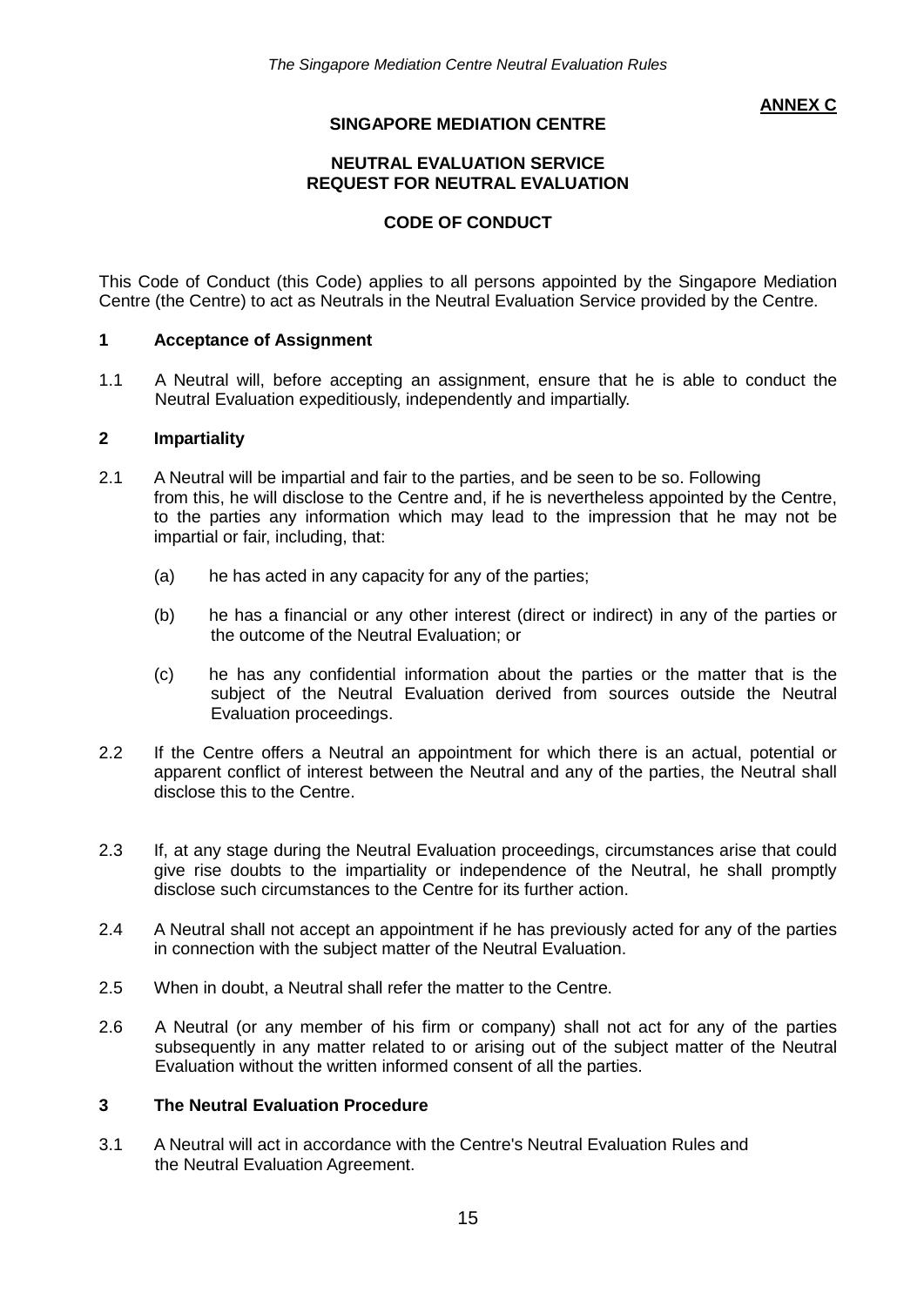**ANNEX C**

**SINGAPORE MEDIATION CENTRE**

**NEUTRAL EVALUATION SERVICE**
**REQUEST FOR NEUTRAL EVALUATION**

**CODE OF CONDUCT**

This Code of Conduct (this Code) applies to all persons appointed by the Singapore Mediation Centre (the Centre) to act as Neutrals in the Neutral Evaluation Service provided by the Centre.

**1 Acceptance of Assignment**

1.1 A Neutral will, before accepting an assignment, ensure that he is able to conduct the Neutral Evaluation expeditiously, independently and impartially.

**2 Impartiality**

2.1 A Neutral will be impartial and fair to the parties, and be seen to be so. Following from this, he will disclose to the Centre and, if he is nevertheless appointed by the Centre, to the parties any information which may lead to the impression that he may not be impartial or fair, including, that:

(a) he has acted in any capacity for any of the parties;

(b) he has a financial or any other interest (direct or indirect) in any of the parties or the outcome of the Neutral Evaluation; or

(c) he has any confidential information about the parties or the matter that is the subject of the Neutral Evaluation derived from sources outside the Neutral Evaluation proceedings.

2.2 If the Centre offers a Neutral an appointment for which there is an actual, potential or apparent conflict of interest between the Neutral and any of the parties, the Neutral shall disclose this to the Centre.

2.3 If, at any stage during the Neutral Evaluation proceedings, circumstances arise that could give rise doubts to the impartiality or independence of the Neutral, he shall promptly disclose such circumstances to the Centre for its further action.

2.4 A Neutral shall not accept an appointment if he has previously acted for any of the parties in connection with the subject matter of the Neutral Evaluation.

2.5 When in doubt, a Neutral shall refer the matter to the Centre.

2.6 A Neutral (or any member of his firm or company) shall not act for any of the parties subsequently in any matter related to or arising out of the subject matter of the Neutral Evaluation without the written informed consent of all the parties.

**3 The Neutral Evaluation Procedure**

3.1 A Neutral will act in accordance with the Centre's Neutral Evaluation Rules and the Neutral Evaluation Agreement.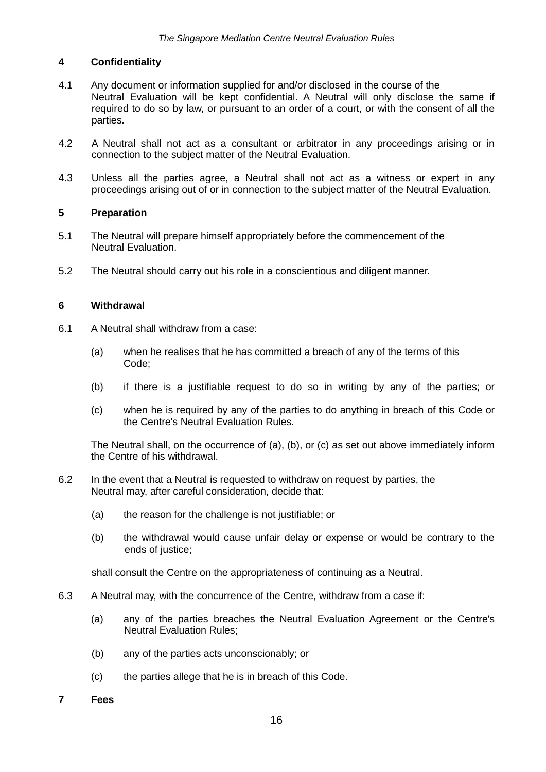## 4 Confidentiality

4.1 Any document or information supplied for and/or disclosed in the course of the Neutral Evaluation will be kept confidential. A Neutral will only disclose the same if required to do so by law, or pursuant to an order of a court, or with the consent of all the parties.

4.2 A Neutral shall not act as a consultant or arbitrator in any proceedings arising or in connection to the subject matter of the Neutral Evaluation.

4.3 Unless all the parties agree, a Neutral shall not act as a witness or expert in any proceedings arising out of or in connection to the subject matter of the Neutral Evaluation.

## 5 Preparation

5.1 The Neutral will prepare himself appropriately before the commencement of the Neutral Evaluation.

5.2 The Neutral should carry out his role in a conscientious and diligent manner.

## 6 Withdrawal

6.1 A Neutral shall withdraw from a case:

(a) when he realises that he has committed a breach of any of the terms of this Code;

(b) if there is a justifiable request to do so in writing by any of the parties; or

(c) when he is required by any of the parties to do anything in breach of this Code or the Centre's Neutral Evaluation Rules.

The Neutral shall, on the occurrence of (a), (b), or (c) as set out above immediately inform the Centre of his withdrawal.

6.2 In the event that a Neutral is requested to withdraw on request by parties, the Neutral may, after careful consideration, decide that:

(a) the reason for the challenge is not justifiable; or

(b) the withdrawal would cause unfair delay or expense or would be contrary to the ends of justice;

shall consult the Centre on the appropriateness of continuing as a Neutral.

6.3 A Neutral may, with the concurrence of the Centre, withdraw from a case if:

(a) any of the parties breaches the Neutral Evaluation Agreement or the Centre's Neutral Evaluation Rules;

(b) any of the parties acts unconscionably; or

(c) the parties allege that he is in breach of this Code.

## 7 Fees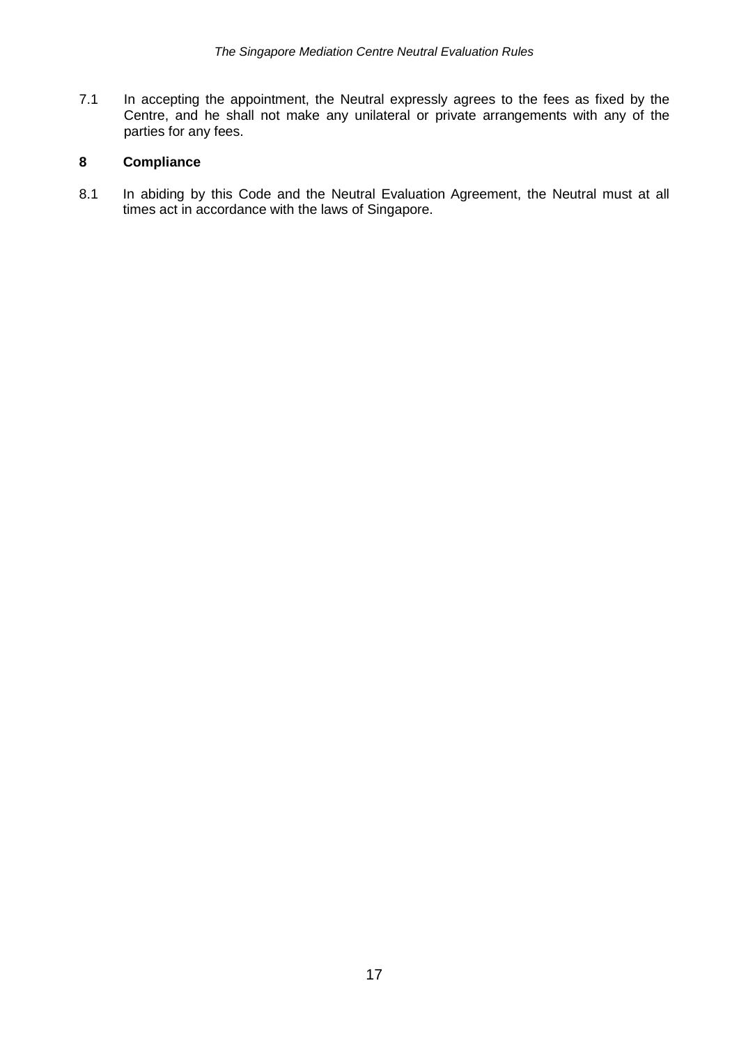7.1 In accepting the appointment, the Neutral expressly agrees to the fees as fixed by the Centre, and he shall not make any unilateral or private arrangements with any of the parties for any fees.

## 8 Compliance

8.1 In abiding by this Code and the Neutral Evaluation Agreement, the Neutral must at all times act in accordance with the laws of Singapore.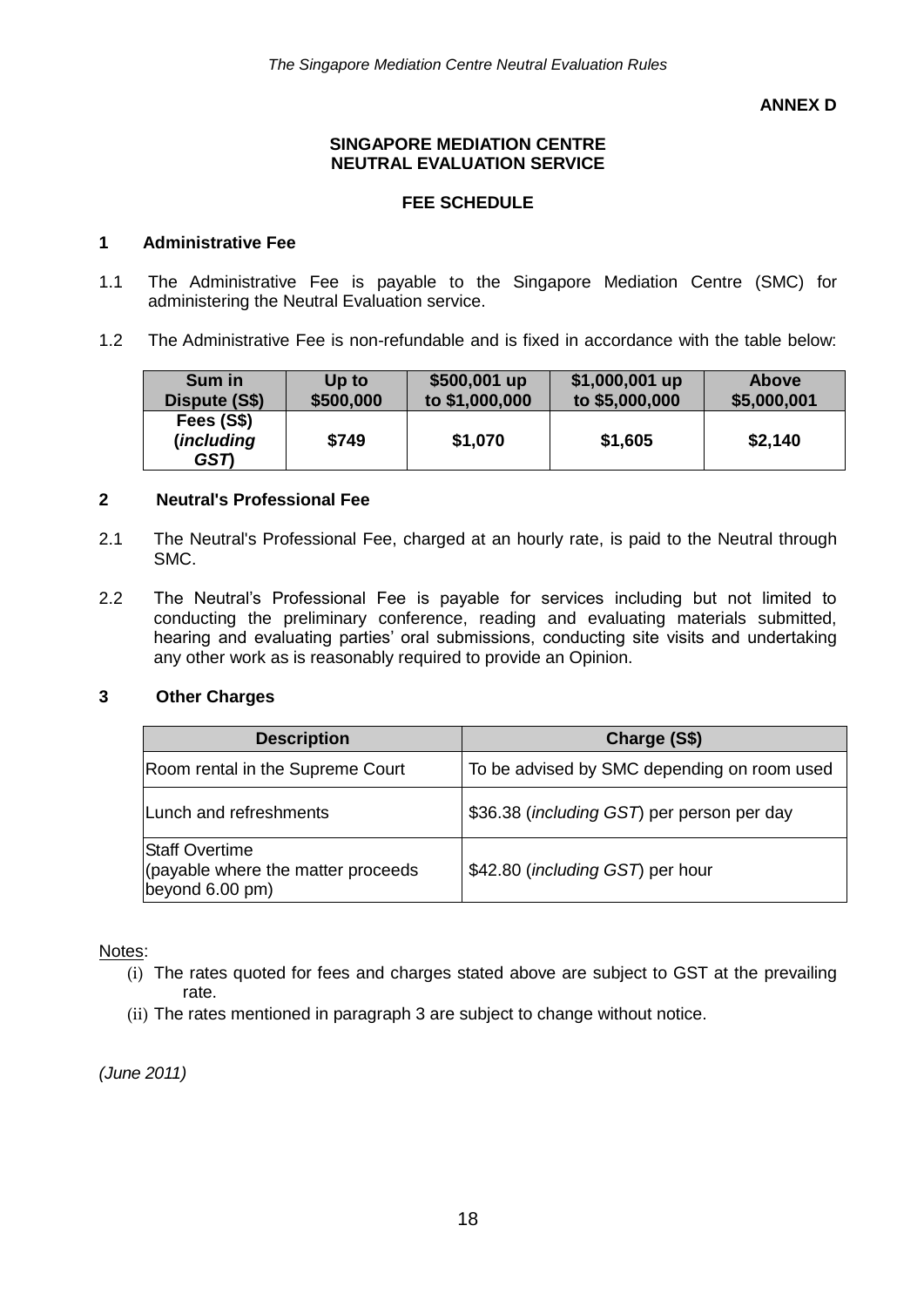**ANNEX D**

**SINGAPORE MEDIATION CENTRE**
**NEUTRAL EVALUATION SERVICE**

**FEE SCHEDULE**

## 1 Administrative Fee

1.1 The Administrative Fee is payable to the Singapore Mediation Centre (SMC) for administering the Neutral Evaluation service.

1.2 The Administrative Fee is non-refundable and is fixed in accordance with the table below:

| Sum in Dispute (S$) | Up to $500,000 | $500,001 up to $1,000,000 | $1,000,001 up to $5,000,000 | Above $5,000,001 |
|---|---|---|---|---|
| **Fees (S$) (*including GST*)** | **$749** | **$1,070** | **$1,605** | **$2,140** |

## 2 Neutral's Professional Fee

2.1 The Neutral's Professional Fee, charged at an hourly rate, is paid to the Neutral through SMC.

2.2 The Neutral's Professional Fee is payable for services including but not limited to conducting the preliminary conference, reading and evaluating materials submitted, hearing and evaluating parties' oral submissions, conducting site visits and undertaking any other work as is reasonably required to provide an Opinion.

## 3 Other Charges

| Description | Charge (S$) |
|---|---|
| Room rental in the Supreme Court | To be advised by SMC depending on room used |
| Lunch and refreshments | $36.38 (*including GST*) per person per day |
| Staff Overtime (payable where the matter proceeds beyond 6.00 pm) | $42.80 (*including GST*) per hour |

Notes:

(i) The rates quoted for fees and charges stated above are subject to GST at the prevailing rate.

(ii) The rates mentioned in paragraph 3 are subject to change without notice.

*(June 2011)*